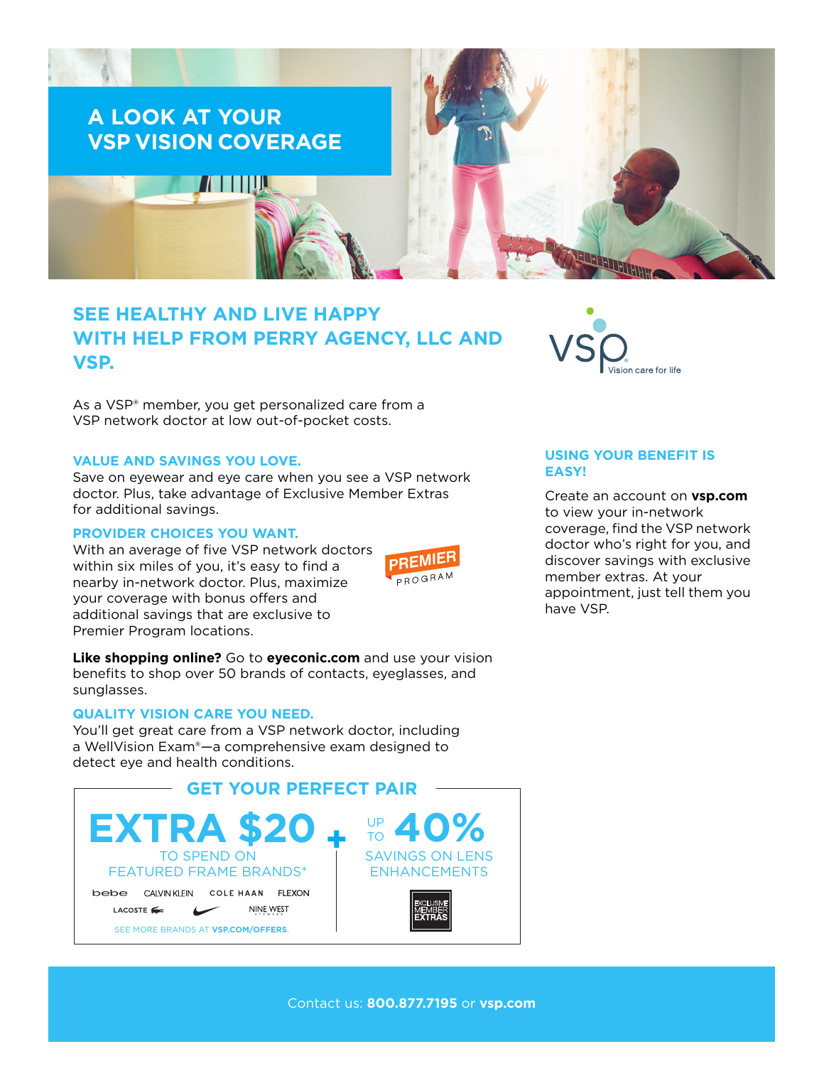# A LOOK AT YOUR VSP VISION COVERAGE

## SEE HEALTHY AND LIVE HAPPY WITH HELP FROM PERRY AGENCY, LLC AND VSP.

VSP Vision care for life

As a VSP® member, you get personalized care from a VSP network doctor at low out-of-pocket costs.

### VALUE AND SAVINGS YOU LOVE.

Save on eyewear and eye care when you see a VSP network doctor. Plus, take advantage of Exclusive Member Extras for additional savings.

### PROVIDER CHOICES YOU WANT.

With an average of five VSP network doctors within six miles of you, it's easy to find a nearby in-network doctor. Plus, maximize your coverage with bonus offers and additional savings that are exclusive to Premier Program locations.

PREMIER PROGRAM

**Like shopping online?** Go to **eyeconic.com** and use your vision benefits to shop over 50 brands of contacts, eyeglasses, and sunglasses.

### QUALITY VISION CARE YOU NEED.

You'll get great care from a VSP network doctor, including a WellVision Exam®—a comprehensive exam designed to detect eye and health conditions.

### USING YOUR BENEFIT IS EASY!

Create an account on **vsp.com** to view your in-network coverage, find the VSP network doctor who's right for you, and discover savings with exclusive member extras. At your appointment, just tell them you have VSP.

### GET YOUR PERFECT PAIR

**EXTRA $20** TO SPEND ON FEATURED FRAME BRANDS*

bebe, CALVIN KLEIN, COLE HAAN, FLEXON, LACOSTE, NIKE, NINE WEST

SEE MORE BRANDS AT **VSP.COM/OFFERS**.

**+**

UP TO **40%** SAVINGS ON LENS ENHANCEMENTS

EXCLUSIVE MEMBER EXTRAS

Contact us: **800.877.7195** or **vsp.com**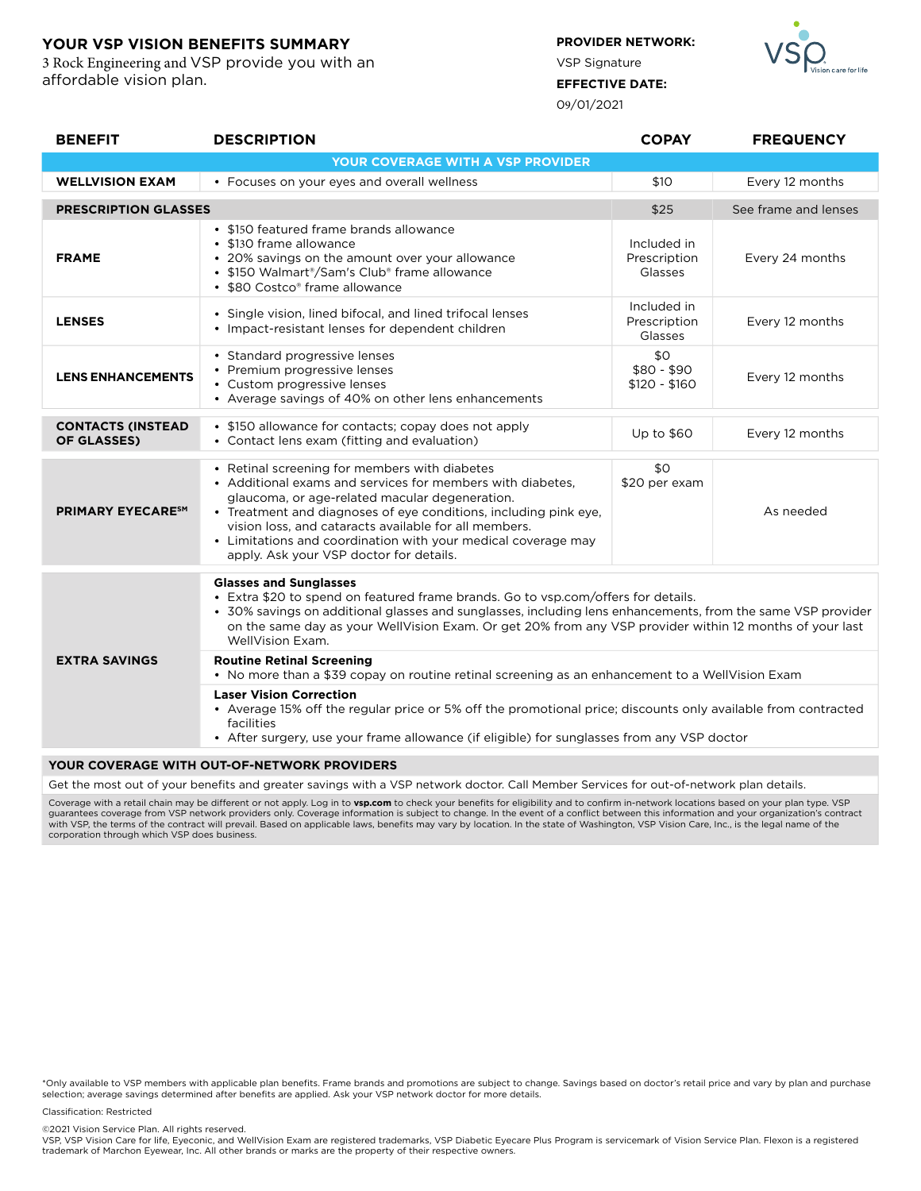## YOUR VSP VISION BENEFITS SUMMARY

3 Rock Engineering and VSP provide you with an affordable vision plan.

**PROVIDER NETWORK:**
VSP Signature

**EFFECTIVE DATE:**
09/01/2021

| BENEFIT | DESCRIPTION | COPAY | FREQUENCY |
|---|---|---|---|
| **YOUR COVERAGE WITH A VSP PROVIDER** | | | |
| **WELLVISION EXAM** | • Focuses on your eyes and overall wellness | $10 | Every 12 months |
| **PRESCRIPTION GLASSES** | | $25 | See frame and lenses |
| **FRAME** | • $150 featured frame brands allowance<br>• $130 frame allowance<br>• 20% savings on the amount over your allowance<br>• $150 Walmart®/Sam's Club® frame allowance<br>• $80 Costco® frame allowance | Included in Prescription Glasses | Every 24 months |
| **LENSES** | • Single vision, lined bifocal, and lined trifocal lenses<br>• Impact-resistant lenses for dependent children | Included in Prescription Glasses | Every 12 months |
| **LENS ENHANCEMENTS** | • Standard progressive lenses<br>• Premium progressive lenses<br>• Custom progressive lenses<br>• Average savings of 40% on other lens enhancements | $0<br>$80 - $90<br>$120 - $160 | Every 12 months |
| **CONTACTS (INSTEAD OF GLASSES)** | • $150 allowance for contacts; copay does not apply<br>• Contact lens exam (fitting and evaluation) | Up to $60 | Every 12 months |
| **PRIMARY EYECARE℠** | • Retinal screening for members with diabetes<br>• Additional exams and services for members with diabetes, glaucoma, or age-related macular degeneration.<br>• Treatment and diagnoses of eye conditions, including pink eye, vision loss, and cataracts available for all members.<br>• Limitations and coordination with your medical coverage may apply. Ask your VSP doctor for details. | $0<br>$20 per exam | As needed |
| **EXTRA SAVINGS** | **Glasses and Sunglasses**<br>• Extra $20 to spend on featured frame brands. Go to vsp.com/offers for details.<br>• 30% savings on additional glasses and sunglasses, including lens enhancements, from the same VSP provider on the same day as your WellVision Exam. Or get 20% from any VSP provider within 12 months of your last WellVision Exam.<br>**Routine Retinal Screening**<br>• No more than a $39 copay on routine retinal screening as an enhancement to a WellVision Exam<br>**Laser Vision Correction**<br>• Average 15% off the regular price or 5% off the promotional price; discounts only available from contracted facilities<br>• After surgery, use your frame allowance (if eligible) for sunglasses from any VSP doctor | | |

**YOUR COVERAGE WITH OUT-OF-NETWORK PROVIDERS**

Get the most out of your benefits and greater savings with a VSP network doctor. Call Member Services for out-of-network plan details.

Coverage with a retail chain may be different or not apply. Log in to **vsp.com** to check your benefits for eligibility and to confirm in-network locations based on your plan type. VSP guarantees coverage from VSP network providers only. Coverage information is subject to change. In the event of a conflict between this information and your organization's contract with VSP, the terms of the contract will prevail. Based on applicable laws, benefits may vary by location. In the state of Washington, VSP Vision Care, Inc., is the legal name of the corporation through which VSP does business.

*Only available to VSP members with applicable plan benefits. Frame brands and promotions are subject to change. Savings based on doctor's retail price and vary by plan and purchase selection; average savings determined after benefits are applied. Ask your VSP network doctor for more details.

Classification: Restricted

©2021 Vision Service Plan. All rights reserved.
VSP, VSP Vision Care for life, Eyeconic, and WellVision Exam are registered trademarks, VSP Diabetic Eyecare Plus Program is servicemark of Vision Service Plan. Flexon is a registered trademark of Marchon Eyewear, Inc. All other brands or marks are the property of their respective owners.